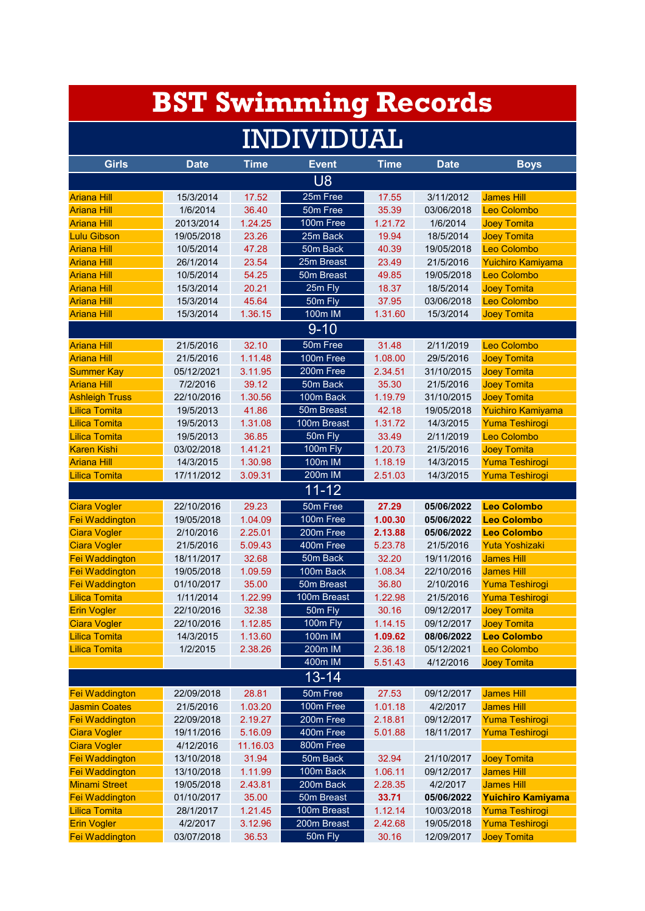# BST Swimming Records

## INDIVIDUAL

| Girls | Date | Time | Event | Time | Date | Boys |
|---|---|---|---|---|---|---|
| | | | **U8** | | | |
| Ariana Hill | 15/3/2014 | 17.52 | 25m Free | 17.55 | 3/11/2012 | James Hill |
| Ariana Hill | 1/6/2014 | 36.40 | 50m Free | 35.39 | 03/06/2018 | Leo Colombo |
| Ariana Hill | 2013/2014 | 1.24.25 | 100m Free | 1.21.72 | 1/6/2014 | Joey Tomita |
| Lulu Gibson | 19/05/2018 | 23.26 | 25m Back | 19.94 | 18/5/2014 | Joey Tomita |
| Ariana Hill | 10/5/2014 | 47.28 | 50m Back | 40.39 | 19/05/2018 | Leo Colombo |
| Ariana Hill | 26/1/2014 | 23.54 | 25m Breast | 23.49 | 21/5/2016 | Yuichiro Kamiyama |
| Ariana Hill | 10/5/2014 | 54.25 | 50m Breast | 49.85 | 19/05/2018 | Leo Colombo |
| Ariana Hill | 15/3/2014 | 20.21 | 25m Fly | 18.37 | 18/5/2014 | Joey Tomita |
| Ariana Hill | 15/3/2014 | 45.64 | 50m Fly | 37.95 | 03/06/2018 | Leo Colombo |
| Ariana Hill | 15/3/2014 | 1.36.15 | 100m IM | 1.31.60 | 15/3/2014 | Joey Tomita |
| | | | **9-10** | | | |
| Ariana Hill | 21/5/2016 | 32.10 | 50m Free | 31.48 | 2/11/2019 | Leo Colombo |
| Ariana Hill | 21/5/2016 | 1.11.48 | 100m Free | 1.08.00 | 29/5/2016 | Joey Tomita |
| Summer Kay | 05/12/2021 | 3.11.95 | 200m Free | 2.34.51 | 31/10/2015 | Joey Tomita |
| Ariana Hill | 7/2/2016 | 39.12 | 50m Back | 35.30 | 21/5/2016 | Joey Tomita |
| Ashleigh Truss | 22/10/2016 | 1.30.56 | 100m Back | 1.19.79 | 31/10/2015 | Joey Tomita |
| Lilica Tomita | 19/5/2013 | 41.86 | 50m Breast | 42.18 | 19/05/2018 | Yuichiro Kamiyama |
| Lilica Tomita | 19/5/2013 | 1.31.08 | 100m Breast | 1.31.72 | 14/3/2015 | Yuma Teshirogi |
| Lilica Tomita | 19/5/2013 | 36.85 | 50m Fly | 33.49 | 2/11/2019 | Leo Colombo |
| Karen Kishi | 03/02/2018 | 1.41.21 | 100m Fly | 1.20.73 | 21/5/2016 | Joey Tomita |
| Ariana Hill | 14/3/2015 | 1.30.98 | 100m IM | 1.18.19 | 14/3/2015 | Yuma Teshirogi |
| Lilica Tomita | 17/11/2012 | 3.09.31 | 200m IM | 2.51.03 | 14/3/2015 | Yuma Teshirogi |
| | | | **11-12** | | | |
| Ciara Vogler | 22/10/2016 | 29.23 | 50m Free | **27.29** | **05/06/2022** | **Leo Colombo** |
| Fei Waddington | 19/05/2018 | 1.04.09 | 100m Free | **1.00.30** | **05/06/2022** | **Leo Colombo** |
| Ciara Vogler | 2/10/2016 | 2.25.01 | 200m Free | **2.13.88** | **05/06/2022** | **Leo Colombo** |
| Ciara Vogler | 21/5/2016 | 5.09.43 | 400m Free | 5.23.78 | 21/5/2016 | Yuta Yoshizaki |
| Fei Waddington | 18/11/2017 | 32.68 | 50m Back | 32.20 | 19/11/2016 | James Hill |
| Fei Waddington | 19/05/2018 | 1.09.59 | 100m Back | 1.08.34 | 22/10/2016 | James Hill |
| Fei Waddington | 01/10/2017 | 35.00 | 50m Breast | 36.80 | 2/10/2016 | Yuma Teshirogi |
| Lilica Tomita | 1/11/2014 | 1.22.99 | 100m Breast | 1.22.98 | 21/5/2016 | Yuma Teshirogi |
| Erin Vogler | 22/10/2016 | 32.38 | 50m Fly | 30.16 | 09/12/2017 | Joey Tomita |
| Ciara Vogler | 22/10/2016 | 1.12.85 | 100m Fly | 1.14.15 | 09/12/2017 | Joey Tomita |
| Lilica Tomita | 14/3/2015 | 1.13.60 | 100m IM | **1.09.62** | **08/06/2022** | **Leo Colombo** |
| Lilica Tomita | 1/2/2015 | 2.38.26 | 200m IM | 2.36.18 | 05/12/2021 | Leo Colombo |
| | | | 400m IM | 5.51.43 | 4/12/2016 | Joey Tomita |
| | | | **13-14** | | | |
| Fei Waddington | 22/09/2018 | 28.81 | 50m Free | 27.53 | 09/12/2017 | James Hill |
| Jasmin Coates | 21/5/2016 | 1.03.20 | 100m Free | 1.01.18 | 4/2/2017 | James Hill |
| Fei Waddington | 22/09/2018 | 2.19.27 | 200m Free | 2.18.81 | 09/12/2017 | Yuma Teshirogi |
| Ciara Vogler | 19/11/2016 | 5.16.09 | 400m Free | 5.01.88 | 18/11/2017 | Yuma Teshirogi |
| Ciara Vogler | 4/12/2016 | 11.16.03 | 800m Free | | | |
| Fei Waddington | 13/10/2018 | 31.94 | 50m Back | 32.94 | 21/10/2017 | Joey Tomita |
| Fei Waddington | 13/10/2018 | 1.11.99 | 100m Back | 1.06.11 | 09/12/2017 | James Hill |
| Minami Street | 19/05/2018 | 2.43.81 | 200m Back | 2.28.35 | 4/2/2017 | James Hill |
| Fei Waddington | 01/10/2017 | 35.00 | 50m Breast | **33.71** | **05/06/2022** | **Yuichiro Kamiyama** |
| Lilica Tomita | 28/1/2017 | 1.21.45 | 100m Breast | 1.12.14 | 10/03/2018 | Yuma Teshirogi |
| Erin Vogler | 4/2/2017 | 3.12.96 | 200m Breast | 2.42.68 | 19/05/2018 | Yuma Teshirogi |
| Fei Waddington | 03/07/2018 | 36.53 | 50m Fly | 30.16 | 12/09/2017 | Joey Tomita |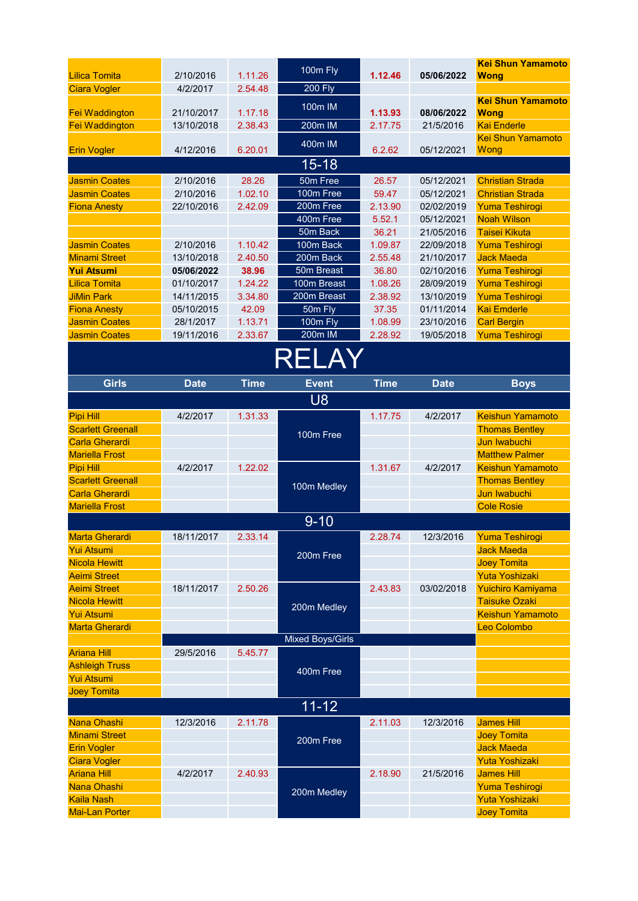| | | | | | | |
|---|---|---|---|---|---|---|
| Lilica Tomita | 2/10/2016 | 1.11.26 | 100m Fly | **1.12.46** | **05/06/2022** | **Kei Shun Yamamoto Wong** |
| Ciara Vogler | 4/2/2017 | 2.54.48 | 200 Fly | | | |
| Fei Waddington | 21/10/2017 | 1.17.18 | 100m IM | **1.13.93** | **08/06/2022** | **Kei Shun Yamamoto Wong** |
| Fei Waddington | 13/10/2018 | 2.38.43 | 200m IM | 2.17.75 | 21/5/2016 | Kai Enderle |
| Erin Vogler | 4/12/2016 | 6.20.01 | 400m IM | 6.2.62 | 05/12/2021 | Kei Shun Yamamoto Wong |
| | | | **15-18** | | | |
| Jasmin Coates | 2/10/2016 | 28.26 | 50m Free | 26.57 | 05/12/2021 | Christian Strada |
| Jasmin Coates | 2/10/2016 | 1.02.10 | 100m Free | 59.47 | 05/12/2021 | Christian Strada |
| Fiona Anesty | 22/10/2016 | 2.42.09 | 200m Free | 2.13.90 | 02/02/2019 | Yuma Teshirogi |
| | | | 400m Free | 5.52.1 | 05/12/2021 | Noah Wilson |
| | | | 50m Back | 36.21 | 21/05/2016 | Taisei Kikuta |
| Jasmin Coates | 2/10/2016 | 1.10.42 | 100m Back | 1.09.87 | 22/09/2018 | Yuma Teshirogi |
| Minami Street | 13/10/2018 | 2.40.50 | 200m Back | 2.55.48 | 21/10/2017 | Jack Maeda |
| **Yui Atsumi** | **05/06/2022** | **38.96** | 50m Breast | 36.80 | 02/10/2016 | Yuma Teshirogi |
| Lilica Tomita | 01/10/2017 | 1.24.22 | 100m Breast | 1.08.26 | 28/09/2019 | Yuma Teshirogi |
| JiMin Park | 14/11/2015 | 3.34.80 | 200m Breast | 2.38.92 | 13/10/2019 | Yuma Teshirogi |
| Fiona Anesty | 05/10/2015 | 42.09 | 50m Fly | 37.35 | 01/11/2014 | Kai Emderle |
| Jasmin Coates | 28/1/2017 | 1.13.71 | 100m Fly | 1.08.99 | 23/10/2016 | Carl Bergin |
| Jasmin Coates | 19/11/2016 | 2.33.67 | 200m IM | 2.28.92 | 19/05/2018 | Yuma Teshirogi |

# RELAY

| Girls | Date | Time | Event | Time | Date | Boys |
|---|---|---|---|---|---|---|
| | | | **U8** | | | |
| Pipi Hill | 4/2/2017 | 1.31.33 | 100m Free | 1.17.75 | 4/2/2017 | Keishun Yamamoto |
| Scarlett Greenall | | | | | | Thomas Bentley |
| Carla Gherardi | | | | | | Jun Iwabuchi |
| Mariella Frost | | | | | | Matthew Palmer |
| Pipi Hill | 4/2/2017 | 1.22.02 | 100m Medley | 1.31.67 | 4/2/2017 | Keishun Yamamoto |
| Scarlett Greenall | | | | | | Thomas Bentley |
| Carla Gherardi | | | | | | Jun Iwabuchi |
| Mariella Frost | | | | | | Cole Rosie |
| | | | **9-10** | | | |
| Marta Gherardi | 18/11/2017 | 2.33.14 | 200m Free | 2.28.74 | 12/3/2016 | Yuma Teshirogi |
| Yui Atsumi | | | | | | Jack Maeda |
| Nicola Hewitt | | | | | | Joey Tomita |
| Aeimi Street | | | | | | Yuta Yoshizaki |
| Aeimi Street | 18/11/2017 | 2.50.26 | 200m Medley | 2.43.83 | 03/02/2018 | Yuichiro Kamiyama |
| Nicola Hewitt | | | | | | Taisuke Ozaki |
| Yui Atsumi | | | | | | Keishun Yamamoto |
| Marta Gherardi | | | | | | Leo Colombo |
| | | | Mixed Boys/Girls | | | |
| Ariana Hill | 29/5/2016 | 5.45.77 | 400m Free | | | |
| Ashleigh Truss | | | | | | |
| Yui Atsumi | | | | | | |
| Joey Tomita | | | | | | |
| | | | **11-12** | | | |
| Nana Ohashi | 12/3/2016 | 2.11.78 | 200m Free | 2.11.03 | 12/3/2016 | James Hill |
| Minami Street | | | | | | Joey Tomita |
| Erin Vogler | | | | | | Jack Maeda |
| Ciara Vogler | | | | | | Yuta Yoshizaki |
| Ariana Hill | 4/2/2017 | 2.40.93 | 200m Medley | 2.18.90 | 21/5/2016 | James Hill |
| Nana Ohashi | | | | | | Yuma Teshirogi |
| Kaila Nash | | | | | | Yuta Yoshizaki |
| Mai-Lan Porter | | | | | | Joey Tomita |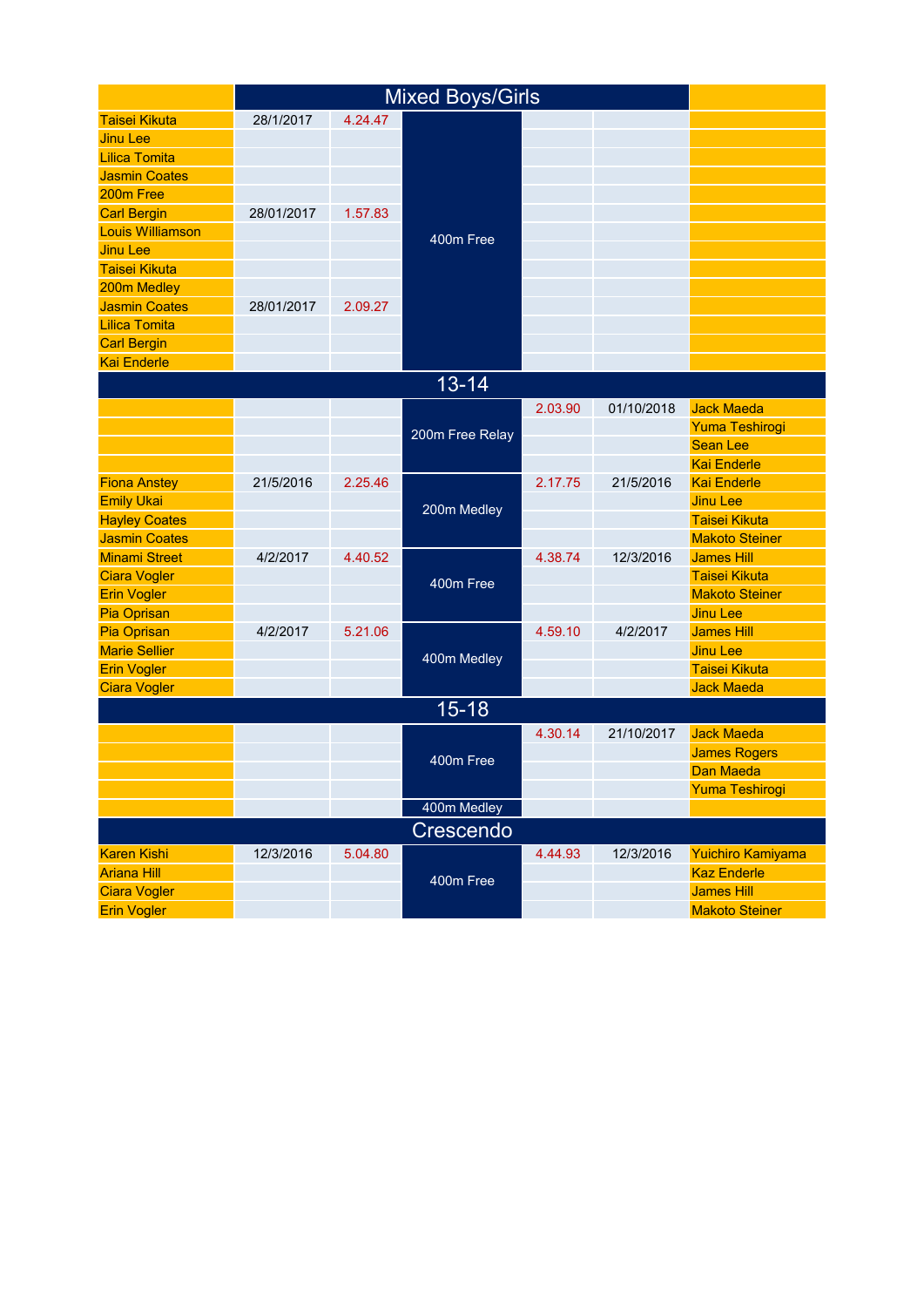| | | | Mixed Boys/Girls | | | |
|---|---|---|---|---|---|---|
| Taisei Kikuta | 28/1/2017 | 4.24.47 | 400m Free | | | |
| Jinu Lee | | | | | | |
| Lilica Tomita | | | | | | |
| Jasmin Coates | | | | | | |
| 200m Free | | | | | | |
| Carl Bergin | 28/01/2017 | 1.57.83 | | | | |
| Louis Williamson | | | | | | |
| Jinu Lee | | | | | | |
| Taisei Kikuta | | | | | | |
| 200m Medley | | | | | | |
| Jasmin Coates | 28/01/2017 | 2.09.27 | | | | |
| Lilica Tomita | | | | | | |
| Carl Bergin | | | | | | |
| Kai Enderle | | | | | | |
| | | | 13-14 | | | |
| | | | 200m Free Relay | 2.03.90 | 01/10/2018 | Jack Maeda |
| | | | | | | Yuma Teshirogi |
| | | | | | | Sean Lee |
| | | | | | | Kai Enderle |
| Fiona Anstey | 21/5/2016 | 2.25.46 | 200m Medley | 2.17.75 | 21/5/2016 | Kai Enderle |
| Emily Ukai | | | | | | Jinu Lee |
| Hayley Coates | | | | | | Taisei Kikuta |
| Jasmin Coates | | | | | | Makoto Steiner |
| Minami Street | 4/2/2017 | 4.40.52 | 400m Free | 4.38.74 | 12/3/2016 | James Hill |
| Ciara Vogler | | | | | | Taisei Kikuta |
| Erin Vogler | | | | | | Makoto Steiner |
| Pia Oprisan | | | | | | Jinu Lee |
| Pia Oprisan | 4/2/2017 | 5.21.06 | 400m Medley | 4.59.10 | 4/2/2017 | James Hill |
| Marie Sellier | | | | | | Jinu Lee |
| Erin Vogler | | | | | | Taisei Kikuta |
| Ciara Vogler | | | | | | Jack Maeda |
| | | | 15-18 | | | |
| | | | 400m Free | 4.30.14 | 21/10/2017 | Jack Maeda |
| | | | | | | James Rogers |
| | | | | | | Dan Maeda |
| | | | | | | Yuma Teshirogi |
| | | | 400m Medley | | | |
| | | | Crescendo | | | |
| Karen Kishi | 12/3/2016 | 5.04.80 | 400m Free | 4.44.93 | 12/3/2016 | Yuichiro Kamiyama |
| Ariana Hill | | | | | | Kaz Enderle |
| Ciara Vogler | | | | | | James Hill |
| Erin Vogler | | | | | | Makoto Steiner |